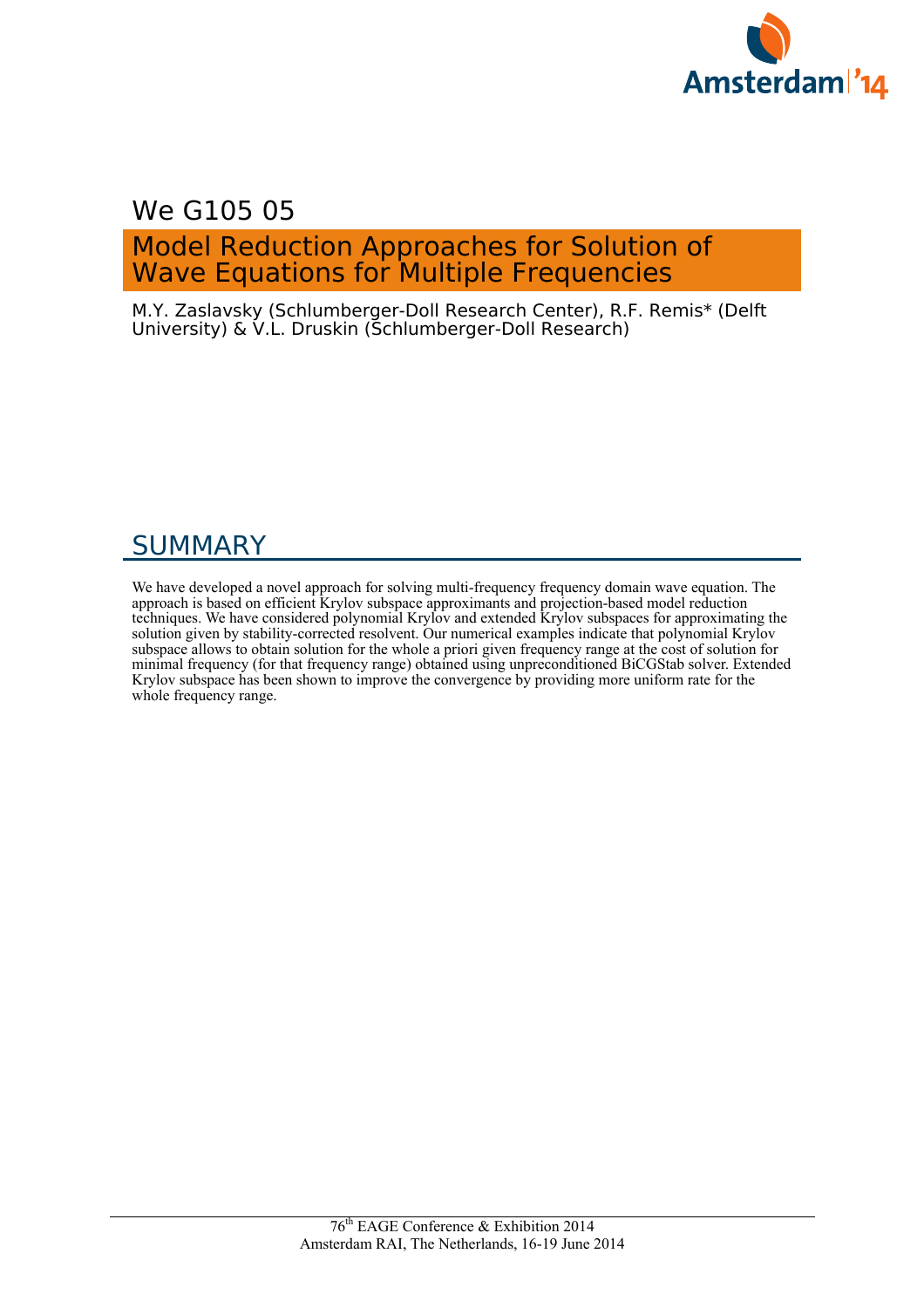We G105 05

# Model Reduction Approaches for Solution of Wave Equations for Multiple Frequencies

M.Y. Zaslavsky (Schlumberger-Doll Research Center), R.F. Remis* (Delft University) & V.L. Druskin (Schlumberger-Doll Research)

## SUMMARY

We have developed a novel approach for solving multi-frequency frequency domain wave equation. The approach is based on efficient Krylov subspace approximants and projection-based model reduction techniques. We have considered polynomial Krylov and extended Krylov subspaces for approximating the solution given by stability-corrected resolvent. Our numerical examples indicate that polynomial Krylov subspace allows to obtain solution for the whole a priori given frequency range at the cost of solution for minimal frequency (for that frequency range) obtained using unpreconditioned BiCGStab solver. Extended Krylov subspace has been shown to improve the convergence by providing more uniform rate for the whole frequency range.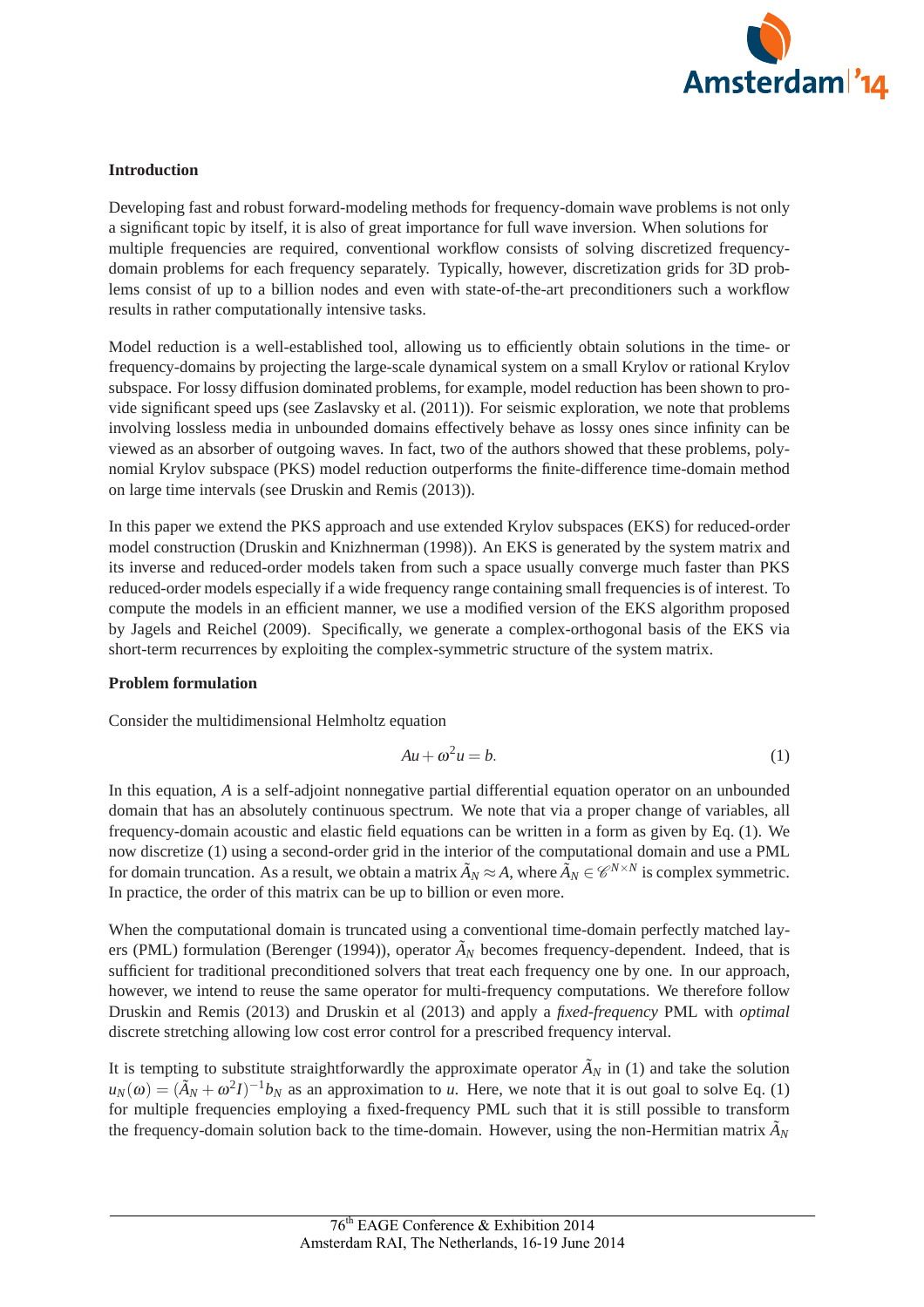## Introduction

Developing fast and robust forward-modeling methods for frequency-domain wave problems is not only a significant topic by itself, it is also of great importance for full wave inversion. When solutions for multiple frequencies are required, conventional workflow consists of solving discretized frequency-domain problems for each frequency separately. Typically, however, discretization grids for 3D problems consist of up to a billion nodes and even with state-of-the-art preconditioners such a workflow results in rather computationally intensive tasks.

Model reduction is a well-established tool, allowing us to efficiently obtain solutions in the time- or frequency-domains by projecting the large-scale dynamical system on a small Krylov or rational Krylov subspace. For lossy diffusion dominated problems, for example, model reduction has been shown to provide significant speed ups (see Zaslavsky et al. (2011)). For seismic exploration, we note that problems involving lossless media in unbounded domains effectively behave as lossy ones since infinity can be viewed as an absorber of outgoing waves. In fact, two of the authors showed that these problems, polynomial Krylov subspace (PKS) model reduction outperforms the finite-difference time-domain method on large time intervals (see Druskin and Remis (2013)).

In this paper we extend the PKS approach and use extended Krylov subspaces (EKS) for reduced-order model construction (Druskin and Knizhnerman (1998)). An EKS is generated by the system matrix and its inverse and reduced-order models taken from such a space usually converge much faster than PKS reduced-order models especially if a wide frequency range containing small frequencies is of interest. To compute the models in an efficient manner, we use a modified version of the EKS algorithm proposed by Jagels and Reichel (2009). Specifically, we generate a complex-orthogonal basis of the EKS via short-term recurrences by exploiting the complex-symmetric structure of the system matrix.

## Problem formulation

Consider the multidimensional Helmholtz equation

$$Au + \omega^2 u = b. \tag{1}$$

In this equation, $A$ is a self-adjoint nonnegative partial differential equation operator on an unbounded domain that has an absolutely continuous spectrum. We note that via a proper change of variables, all frequency-domain acoustic and elastic field equations can be written in a form as given by Eq. (1). We now discretize (1) using a second-order grid in the interior of the computational domain and use a PML for domain truncation. As a result, we obtain a matrix $\tilde{A}_N \approx A$, where $\tilde{A}_N \in \mathscr{C}^{N \times N}$ is complex symmetric. In practice, the order of this matrix can be up to billion or even more.

When the computational domain is truncated using a conventional time-domain perfectly matched layers (PML) formulation (Berenger (1994)), operator $\tilde{A}_N$ becomes frequency-dependent. Indeed, that is sufficient for traditional preconditioned solvers that treat each frequency one by one. In our approach, however, we intend to reuse the same operator for multi-frequency computations. We therefore follow Druskin and Remis (2013) and Druskin et al (2013) and apply a *fixed-frequency* PML with *optimal* discrete stretching allowing low cost error control for a prescribed frequency interval.

It is tempting to substitute straightforwardly the approximate operator $\tilde{A}_N$ in (1) and take the solution $u_N(\omega) = (\tilde{A}_N + \omega^2 I)^{-1} b_N$ as an approximation to $u$. Here, we note that it is out goal to solve Eq. (1) for multiple frequencies employing a fixed-frequency PML such that it is still possible to transform the frequency-domain solution back to the time-domain. However, using the non-Hermitian matrix $\tilde{A}_N$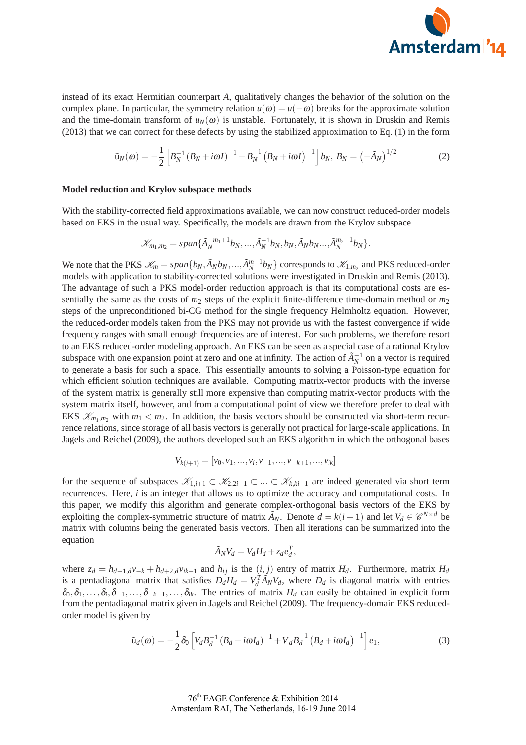instead of its exact Hermitian counterpart $A$, qualitatively changes the behavior of the solution on the complex plane. In particular, the symmetry relation $u(\omega) = \overline{u(-\omega)}$ breaks for the approximate solution and the time-domain transform of $u_N(\omega)$ is unstable. Fortunately, it is shown in Druskin and Remis (2013) that we can correct for these defects by using the stabilized approximation to Eq. (1) in the form

$$\tilde{u}_N(\omega) = -\frac{1}{2}\left[B_N^{-1}\left(B_N + i\omega I\right)^{-1} + \overline{B}_N^{-1}\left(\overline{B}_N + i\omega I\right)^{-1}\right] b_N,\ B_N = \left(-\tilde{A}_N\right)^{1/2} \tag{2}$$

**Model reduction and Krylov subspace methods**

With the stability-corrected field approximations available, we can now construct reduced-order models based on EKS in the usual way. Specifically, the models are drawn from the Krylov subspace

$$\mathscr{K}_{m_1,m_2} = span\{\tilde{A}_N^{-m_1+1} b_N, ..., \tilde{A}_N^{-1} b_N, b_N, \tilde{A}_N b_N ..., \tilde{A}_N^{m_2-1} b_N\}.$$

We note that the PKS $\mathscr{K}_m = span\{b_N, \tilde{A}_N b_N, ..., \tilde{A}_N^{m-1} b_N\}$ corresponds to $\mathscr{K}_{1,m_2}$ and PKS reduced-order models with application to stability-corrected solutions were investigated in Druskin and Remis (2013). The advantage of such a PKS model-order reduction approach is that its computational costs are essentially the same as the costs of $m_2$ steps of the explicit finite-difference time-domain method or $m_2$ steps of the unpreconditioned bi-CG method for the single frequency Helmholtz equation. However, the reduced-order models taken from the PKS may not provide us with the fastest convergence if wide frequency ranges with small enough frequencies are of interest. For such problems, we therefore resort to an EKS reduced-order modeling approach. An EKS can be seen as a special case of a rational Krylov subspace with one expansion point at zero and one at infinity. The action of $\tilde{A}_N^{-1}$ on a vector is required to generate a basis for such a space. This essentially amounts to solving a Poisson-type equation for which efficient solution techniques are available. Computing matrix-vector products with the inverse of the system matrix is generally still more expensive than computing matrix-vector products with the system matrix itself, however, and from a computational point of view we therefore prefer to deal with EKS $\mathscr{K}_{m_1,m_2}$ with $m_1 < m_2$. In addition, the basis vectors should be constructed via short-term recurrence relations, since storage of all basis vectors is generally not practical for large-scale applications. In Jagels and Reichel (2009), the authors developed such an EKS algorithm in which the orthogonal bases

$$V_{k(i+1)} = [v_0, v_1, ..., v_i, v_{-1}, ..., v_{-k+1}, ..., v_{ik}]$$

for the sequence of subspaces $\mathscr{K}_{1,i+1} \subset \mathscr{K}_{2,2i+1} \subset ... \subset \mathscr{K}_{k,ki+1}$ are indeed generated via short term recurrences. Here, $i$ is an integer that allows us to optimize the accuracy and computational costs. In this paper, we modify this algorithm and generate complex-orthogonal basis vectors of the EKS by exploiting the complex-symmetric structure of matrix $\tilde{A}_N$. Denote $d = k(i+1)$ and let $V_d \in \mathscr{C}^{N\times d}$ be matrix with columns being the generated basis vectors. Then all iterations can be summarized into the equation

$$\tilde{A}_N V_d = V_d H_d + z_d e_d^T,$$

where $z_d = h_{d+1,d} v_{-k} + h_{d+2,d} v_{ik+1}$ and $h_{ij}$ is the $(i,j)$ entry of matrix $H_d$. Furthermore, matrix $H_d$ is a pentadiagonal matrix that satisfies $D_d H_d = V_d^T \tilde{A}_N V_d$, where $D_d$ is diagonal matrix with entries $\delta_0, \delta_1, \ldots, \delta_i, \delta_{-1}, \ldots, \delta_{-k+1}, \ldots, \delta_{ik}$. The entries of matrix $H_d$ can easily be obtained in explicit form from the pentadiagonal matrix given in Jagels and Reichel (2009). The frequency-domain EKS reduced-order model is given by

$$\tilde{u}_d(\omega) = -\frac{1}{2}\delta_0\left[V_d B_d^{-1}\left(B_d + i\omega I_d\right)^{-1} + \overline{V}_d \overline{B}_d^{-1}\left(\overline{B}_d + i\omega I_d\right)^{-1}\right] e_1, \tag{3}$$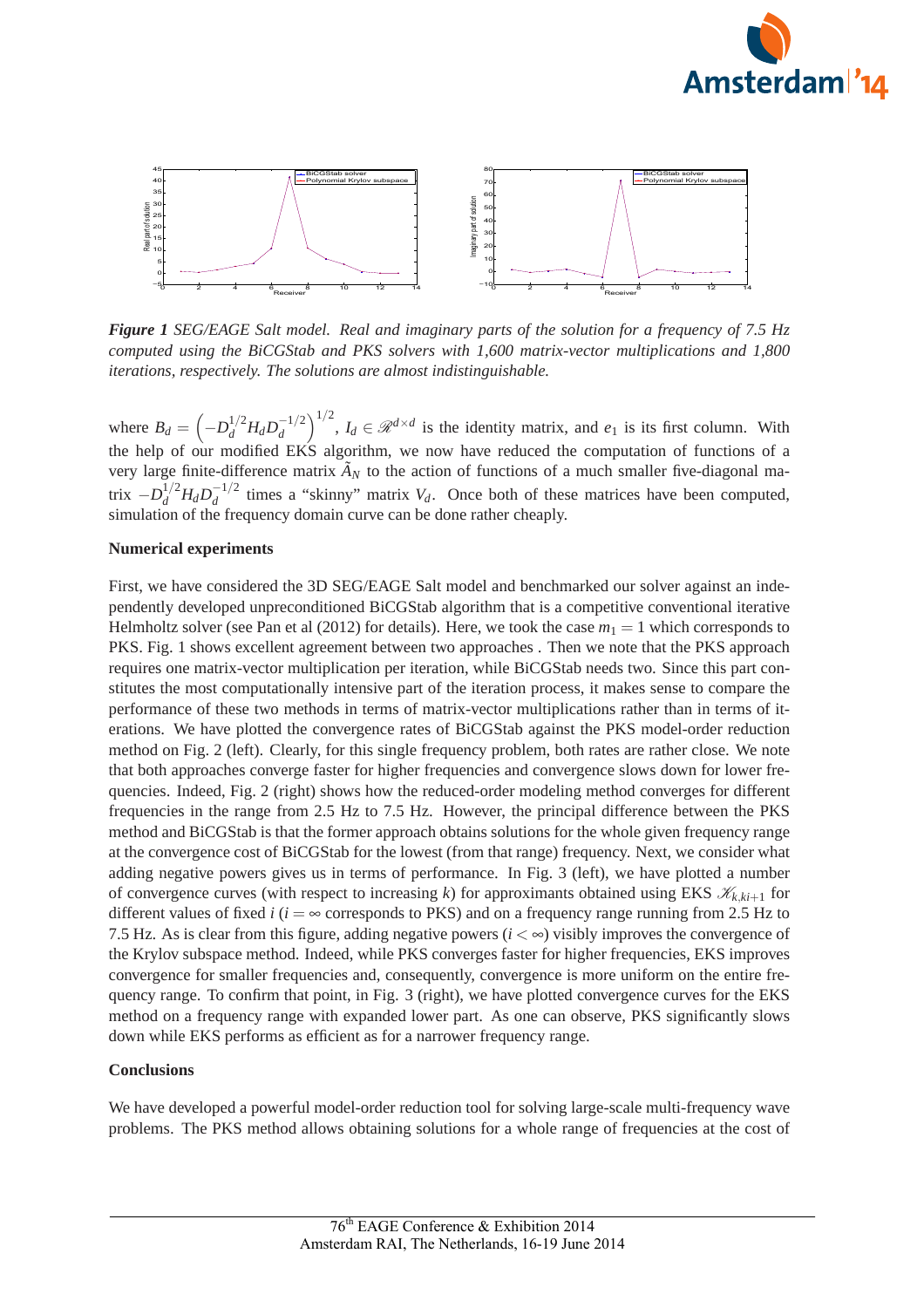**Figure 1** *SEG/EAGE Salt model. Real and imaginary parts of the solution for a frequency of 7.5 Hz computed using the BiCGStab and PKS solvers with 1,600 matrix-vector multiplications and 1,800 iterations, respectively. The solutions are almost indistinguishable.*

where $B_d = \left(-D_d^{1/2} H_d D_d^{-1/2}\right)^{1/2}$, $I_d \in \mathscr{R}^{d\times d}$ is the identity matrix, and $e_1$ is its first column. With the help of our modified EKS algorithm, we now have reduced the computation of functions of a very large finite-difference matrix $\tilde{A}_N$ to the action of functions of a much smaller five-diagonal matrix $-D_d^{1/2} H_d D_d^{-1/2}$ times a "skinny" matrix $V_d$. Once both of these matrices have been computed, simulation of the frequency domain curve can be done rather cheaply.

## Numerical experiments

First, we have considered the 3D SEG/EAGE Salt model and benchmarked our solver against an independently developed unpreconditioned BiCGStab algorithm that is a competitive conventional iterative Helmholtz solver (see Pan et al (2012) for details). Here, we took the case $m_1 = 1$ which corresponds to PKS. Fig. 1 shows excellent agreement between two approaches . Then we note that the PKS approach requires one matrix-vector multiplication per iteration, while BiCGStab needs two. Since this part constitutes the most computationally intensive part of the iteration process, it makes sense to compare the performance of these two methods in terms of matrix-vector multiplications rather than in terms of iterations. We have plotted the convergence rates of BiCGStab against the PKS model-order reduction method on Fig. 2 (left). Clearly, for this single frequency problem, both rates are rather close. We note that both approaches converge faster for higher frequencies and convergence slows down for lower frequencies. Indeed, Fig. 2 (right) shows how the reduced-order modeling method converges for different frequencies in the range from 2.5 Hz to 7.5 Hz. However, the principal difference between the PKS method and BiCGStab is that the former approach obtains solutions for the whole given frequency range at the convergence cost of BiCGStab for the lowest (from that range) frequency. Next, we consider what adding negative powers gives us in terms of performance. In Fig. 3 (left), we have plotted a number of convergence curves (with respect to increasing $k$) for approximants obtained using EKS $\mathscr{K}_{k,ki+1}$ for different values of fixed $i$ ($i = \infty$ corresponds to PKS) and on a frequency range running from 2.5 Hz to 7.5 Hz. As is clear from this figure, adding negative powers ($i < \infty$) visibly improves the convergence of the Krylov subspace method. Indeed, while PKS converges faster for higher frequencies, EKS improves convergence for smaller frequencies and, consequently, convergence is more uniform on the entire frequency range. To confirm that point, in Fig. 3 (right), we have plotted convergence curves for the EKS method on a frequency range with expanded lower part. As one can observe, PKS significantly slows down while EKS performs as efficient as for a narrower frequency range.

## Conclusions

We have developed a powerful model-order reduction tool for solving large-scale multi-frequency wave problems. The PKS method allows obtaining solutions for a whole range of frequencies at the cost of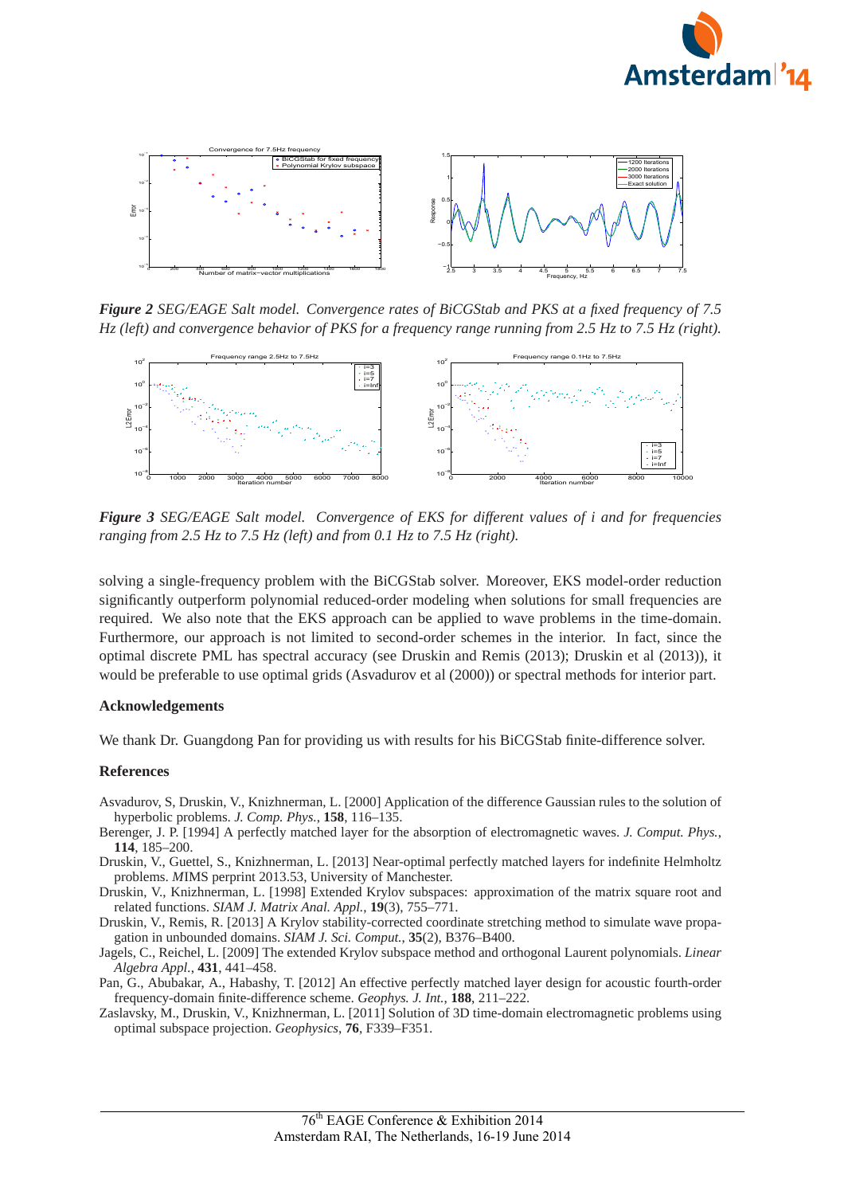Convergence for 7.5Hz frequency

BiCGStab for fixed frequency
Polynomial Krylov subspace

Error

Number of matrix−vector multiplications

1200 iterations
2000 iterations
3000 iterations
Exact solution

Response

Frequency, Hz

*Figure 2 SEG/EAGE Salt model. Convergence rates of BiCGStab and PKS at a fixed frequency of 7.5 Hz (left) and convergence behavior of PKS for a frequency range running from 2.5 Hz to 7.5 Hz (right).*

Frequency range 2.5Hz to 7.5Hz

Frequency range 0.1Hz to 7.5Hz

i=3
i=5
i=7
i=Inf

L2 Error

Iteration number

*Figure 3 SEG/EAGE Salt model. Convergence of EKS for different values of i and for frequencies ranging from 2.5 Hz to 7.5 Hz (left) and from 0.1 Hz to 7.5 Hz (right).*

solving a single-frequency problem with the BiCGStab solver. Moreover, EKS model-order reduction significantly outperform polynomial reduced-order modeling when solutions for small frequencies are required. We also note that the EKS approach can be applied to wave problems in the time-domain. Furthermore, our approach is not limited to second-order schemes in the interior. In fact, since the optimal discrete PML has spectral accuracy (see Druskin and Remis (2013); Druskin et al (2013)), it would be preferable to use optimal grids (Asvadurov et al (2000)) or spectral methods for interior part.

## Acknowledgements

We thank Dr. Guangdong Pan for providing us with results for his BiCGStab finite-difference solver.

## References

Asvadurov, S, Druskin, V., Knizhnerman, L. [2000] Application of the difference Gaussian rules to the solution of hyperbolic problems. *J. Comp. Phys.*, **158**, 116–135.

Berenger, J. P. [1994] A perfectly matched layer for the absorption of electromagnetic waves. *J. Comput. Phys.*, **114**, 185–200.

Druskin, V., Guettel, S., Knizhnerman, L. [2013] Near-optimal perfectly matched layers for indefinite Helmholtz problems. *M*IMS perprint 2013.53, University of Manchester.

Druskin, V., Knizhnerman, L. [1998] Extended Krylov subspaces: approximation of the matrix square root and related functions. *SIAM J. Matrix Anal. Appl.*, **19**(3), 755–771.

Druskin, V., Remis, R. [2013] A Krylov stability-corrected coordinate stretching method to simulate wave propagation in unbounded domains. *SIAM J. Sci. Comput.*, **35**(2), B376–B400.

Jagels, C., Reichel, L. [2009] The extended Krylov subspace method and orthogonal Laurent polynomials. *Linear Algebra Appl.*, **431**, 441–458.

Pan, G., Abubakar, A., Habashy, T. [2012] An effective perfectly matched layer design for acoustic fourth-order frequency-domain finite-difference scheme. *Geophys. J. Int.*, **188**, 211–222.

Zaslavsky, M., Druskin, V., Knizhnerman, L. [2011] Solution of 3D time-domain electromagnetic problems using optimal subspace projection. *Geophysics*, **76**, F339–F351.